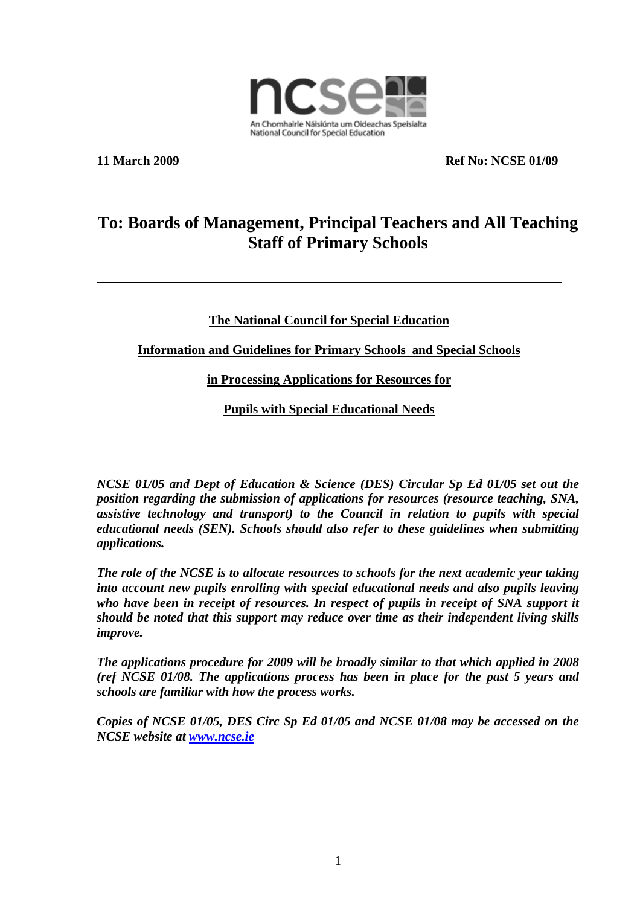An Chomhairle Náisiúnta um Oideachas Speisialta
National Council for Special Education

**11 March 2009** **Ref No: NCSE 01/09**

# To: Boards of Management, Principal Teachers and All Teaching Staff of Primary Schools

**The National Council for Special Education**

**Information and Guidelines for Primary Schools and Special Schools**

**in Processing Applications for Resources for**

**Pupils with Special Educational Needs**

***NCSE 01/05 and Dept of Education & Science (DES) Circular Sp Ed 01/05 set out the position regarding the submission of applications for resources (resource teaching, SNA, assistive technology and transport) to the Council in relation to pupils with special educational needs (SEN). Schools should also refer to these guidelines when submitting applications.***

***The role of the NCSE is to allocate resources to schools for the next academic year taking into account new pupils enrolling with special educational needs and also pupils leaving who have been in receipt of resources. In respect of pupils in receipt of SNA support it should be noted that this support may reduce over time as their independent living skills improve.***

***The applications procedure for 2009 will be broadly similar to that which applied in 2008 (ref NCSE 01/08. The applications process has been in place for the past 5 years and schools are familiar with how the process works.***

***Copies of NCSE 01/05, DES Circ Sp Ed 01/05 and NCSE 01/08 may be accessed on the NCSE website at [www.ncse.ie](http://www.ncse.ie)***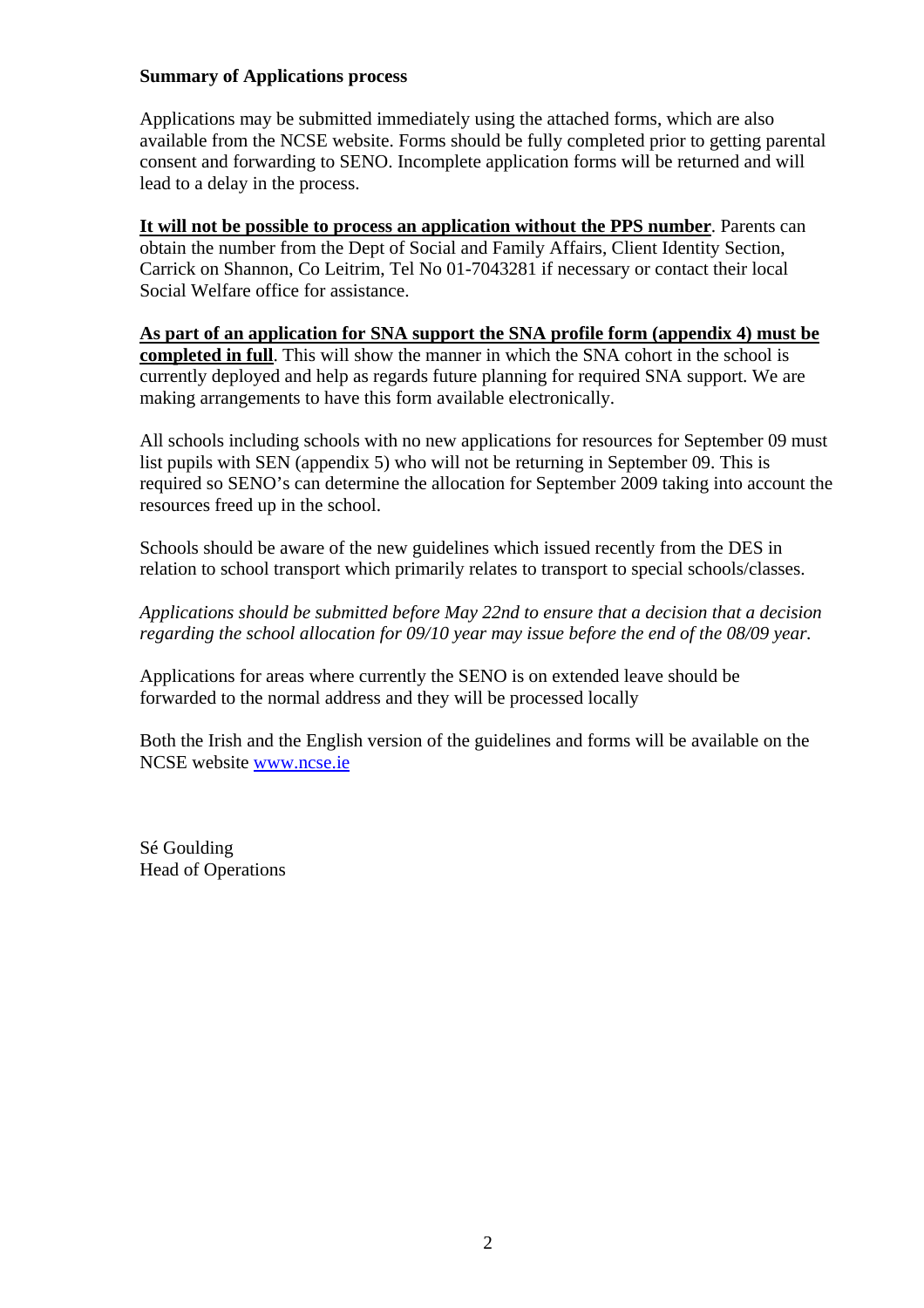**Summary of Applications process**

Applications may be submitted immediately using the attached forms, which are also available from the NCSE website. Forms should be fully completed prior to getting parental consent and forwarding to SENO. Incomplete application forms will be returned and will lead to a delay in the process.

**It will not be possible to process an application without the PPS number**. Parents can obtain the number from the Dept of Social and Family Affairs, Client Identity Section, Carrick on Shannon, Co Leitrim, Tel No 01-7043281 if necessary or contact their local Social Welfare office for assistance.

**As part of an application for SNA support the SNA profile form (appendix 4) must be completed in full**. This will show the manner in which the SNA cohort in the school is currently deployed and help as regards future planning for required SNA support. We are making arrangements to have this form available electronically.

All schools including schools with no new applications for resources for September 09 must list pupils with SEN (appendix 5) who will not be returning in September 09. This is required so SENO's can determine the allocation for September 2009 taking into account the resources freed up in the school.

Schools should be aware of the new guidelines which issued recently from the DES in relation to school transport which primarily relates to transport to special schools/classes.

*Applications should be submitted before May 22nd to ensure that a decision that a decision regarding the school allocation for 09/10 year may issue before the end of the 08/09 year.*

Applications for areas where currently the SENO is on extended leave should be forwarded to the normal address and they will be processed locally

Both the Irish and the English version of the guidelines and forms will be available on the NCSE website [www.ncse.ie](http://www.ncse.ie)

Sé Goulding
Head of Operations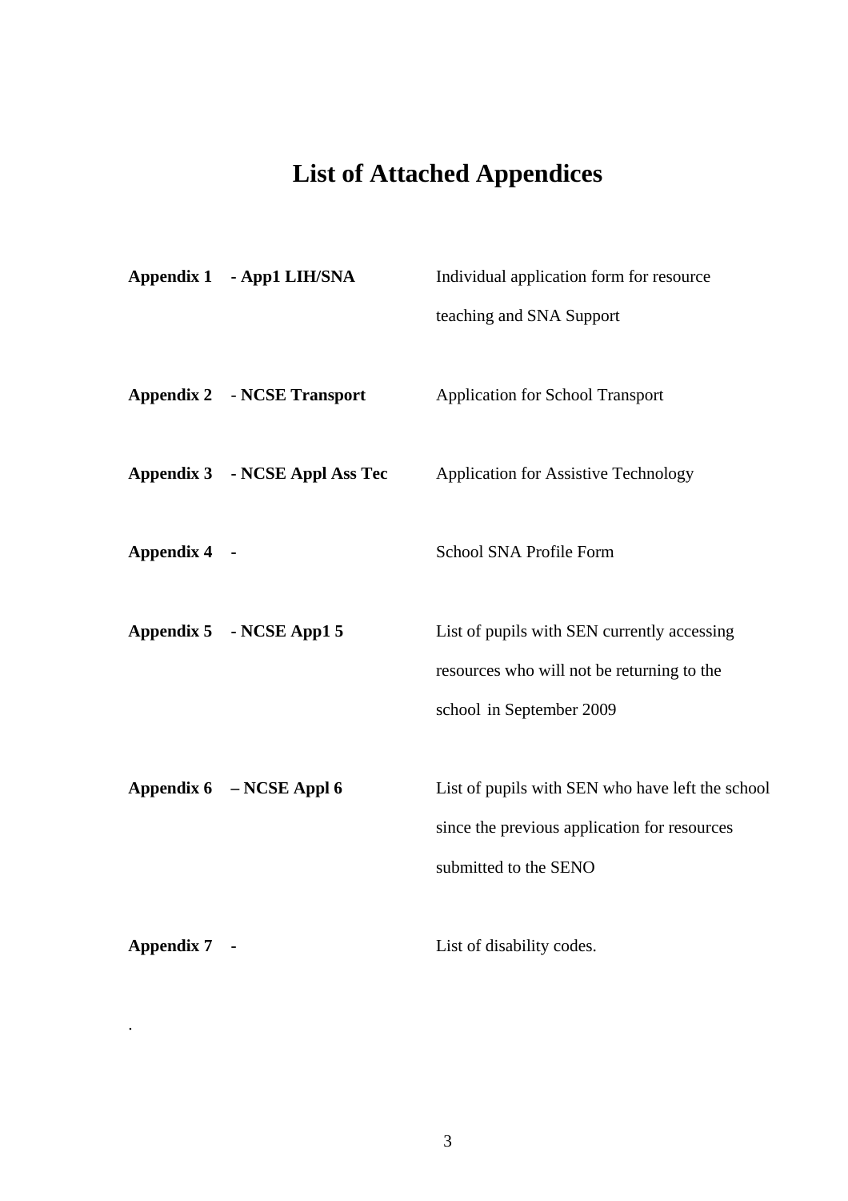# List of Attached Appendices

| | | |
|---|---|---|
| **Appendix 1** | **- App1 LIH/SNA** | Individual application form for resource teaching and SNA Support |
| **Appendix 2** | - **NCSE Transport** | Application for School Transport |
| **Appendix 3** | **- NCSE Appl Ass Tec** | Application for Assistive Technology |
| **Appendix 4** | **-** | School SNA Profile Form |
| **Appendix 5** | **- NCSE App1 5** | List of pupils with SEN currently accessing resources who will not be returning to the school in September 2009 |
| **Appendix 6** | **– NCSE Appl 6** | List of pupils with SEN who have left the school since the previous application for resources submitted to the SENO |
| **Appendix 7** | **-** | List of disability codes. |

.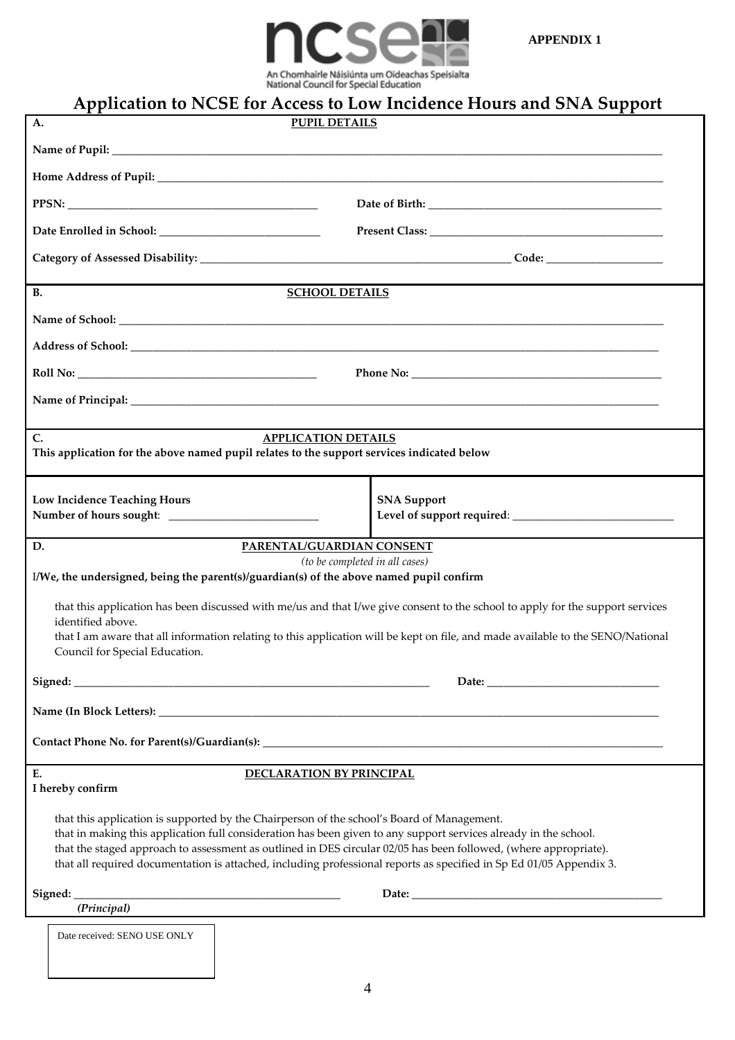**APPENDIX 1**

An Chomhairle Náisiúnta um Oideachas Speisialta
National Council for Special Education

# Application to NCSE for Access to Low Incidence Hours and SNA Support

## A. PUPIL DETAILS

**Name of Pupil:** \_\_\_\_\_\_\_\_\_\_\_\_\_\_\_\_\_\_\_\_\_\_\_\_\_\_\_\_\_\_\_\_\_\_\_\_\_\_\_\_

**Home Address of Pupil:** \_\_\_\_\_\_\_\_\_\_\_\_\_\_\_\_\_\_\_\_\_\_\_\_\_\_\_\_\_\_\_\_\_\_\_\_\_\_\_\_

**PPSN:** \_\_\_\_\_\_\_\_\_\_\_\_\_\_\_\_\_\_\_\_ **Date of Birth:** \_\_\_\_\_\_\_\_\_\_\_\_\_\_\_\_\_\_\_\_

**Date Enrolled in School:** \_\_\_\_\_\_\_\_\_\_\_\_\_\_\_\_\_\_\_\_ **Present Class:** \_\_\_\_\_\_\_\_\_\_\_\_\_\_\_\_\_\_\_\_

**Category of Assessed Disability:** \_\_\_\_\_\_\_\_\_\_\_\_\_\_\_\_\_\_\_\_\_\_\_\_\_\_\_\_ **Code:** \_\_\_\_\_\_\_\_\_\_\_\_

## B. SCHOOL DETAILS

**Name of School:** \_\_\_\_\_\_\_\_\_\_\_\_\_\_\_\_\_\_\_\_\_\_\_\_\_\_\_\_\_\_\_\_\_\_\_\_\_\_\_\_

**Address of School:** \_\_\_\_\_\_\_\_\_\_\_\_\_\_\_\_\_\_\_\_\_\_\_\_\_\_\_\_\_\_\_\_\_\_\_\_\_\_\_\_

**Roll No:** \_\_\_\_\_\_\_\_\_\_\_\_\_\_\_\_\_\_\_\_ **Phone No:** \_\_\_\_\_\_\_\_\_\_\_\_\_\_\_\_\_\_\_\_

**Name of Principal:** \_\_\_\_\_\_\_\_\_\_\_\_\_\_\_\_\_\_\_\_\_\_\_\_\_\_\_\_\_\_\_\_\_\_\_\_\_\_\_\_

## C. APPLICATION DETAILS

**This application for the above named pupil relates to the support services indicated below**

| **Low Incidence Teaching Hours** | **SNA Support** |
|---|---|
| **Number of hours sought**: \_\_\_\_\_\_\_\_\_\_\_\_\_\_\_\_ | **Level of support required**: \_\_\_\_\_\_\_\_\_\_\_\_\_\_\_\_ |

## D. PARENTAL/GUARDIAN CONSENT

*(to be completed in all cases)*

**I/We, the undersigned, being the parent(s)/guardian(s) of the above named pupil confirm**

- that this application has been discussed with me/us and that I/we give consent to the school to apply for the support services identified above.
- that I am aware that all information relating to this application will be kept on file, and made available to the SENO/National Council for Special Education.

**Signed:** \_\_\_\_\_\_\_\_\_\_\_\_\_\_\_\_\_\_\_\_\_\_\_\_\_\_\_\_ **Date:** \_\_\_\_\_\_\_\_\_\_\_\_\_\_\_\_

**Name (In Block Letters):** \_\_\_\_\_\_\_\_\_\_\_\_\_\_\_\_\_\_\_\_\_\_\_\_\_\_\_\_\_\_\_\_\_\_\_\_\_\_\_\_

**Contact Phone No. for Parent(s)/Guardian(s):** \_\_\_\_\_\_\_\_\_\_\_\_\_\_\_\_\_\_\_\_\_\_\_\_\_\_\_\_

## E. DECLARATION BY PRINCIPAL

**I hereby confirm**

- that this application is supported by the Chairperson of the school's Board of Management.
- that in making this application full consideration has been given to any support services already in the school.
- that the staged approach to assessment as outlined in DES circular 02/05 has been followed, (where appropriate).
- that all required documentation is attached, including professional reports as specified in Sp Ed 01/05 Appendix 3.

**Signed:** \_\_\_\_\_\_\_\_\_\_\_\_\_\_\_\_\_\_\_\_\_\_\_\_\_\_\_\_ **Date:** \_\_\_\_\_\_\_\_\_\_\_\_\_\_\_\_
***(Principal)***

| Date received: SENO USE ONLY |
|---|
| |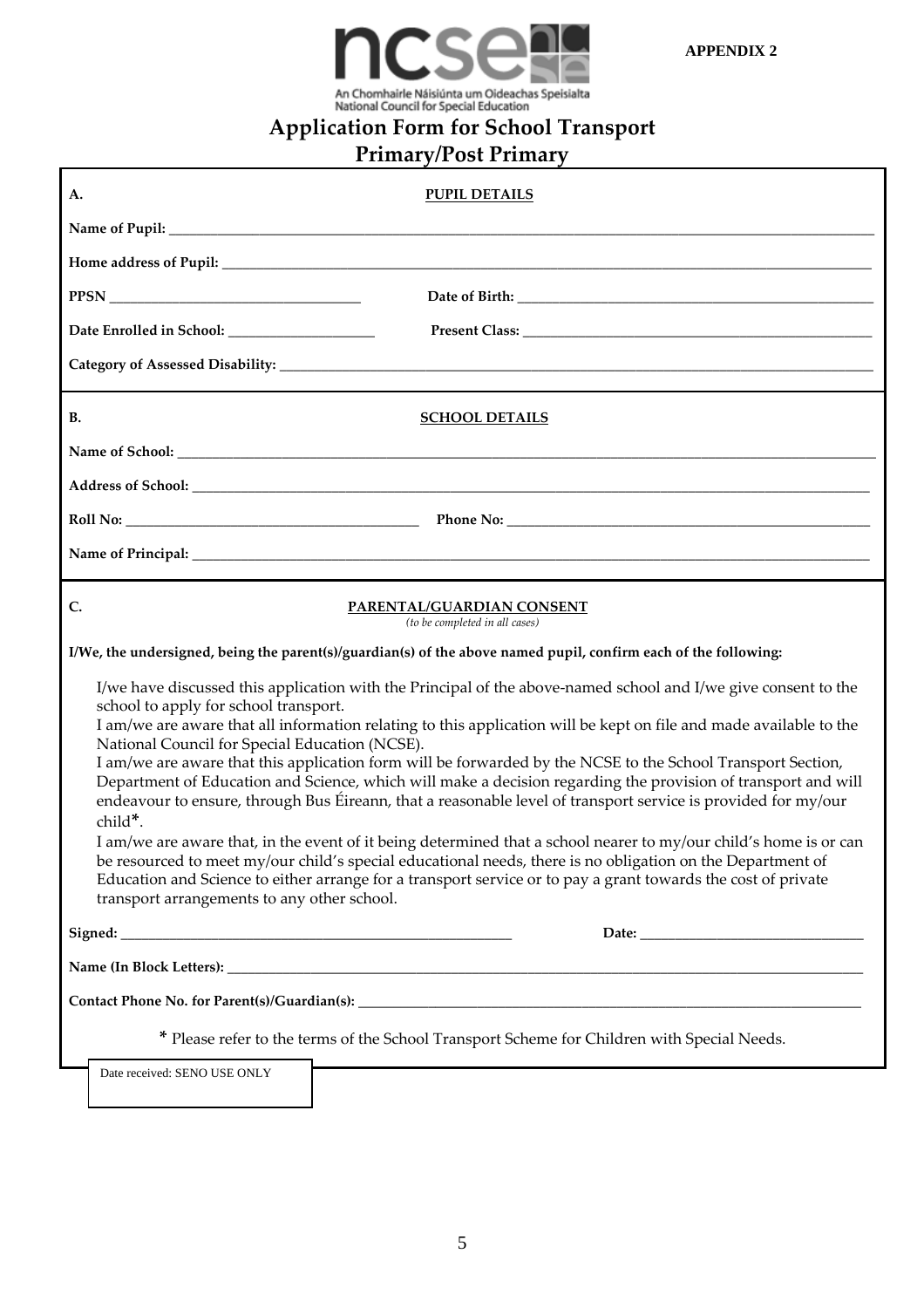**APPENDIX 2**

ncse

An Chomhairle Náisiúnta um Oideachas Speisialta
National Council for Special Education

# Application Form for School Transport
## Primary/Post Primary

**A. PUPIL DETAILS**

**Name of Pupil:** ______________________________

**Home address of Pupil:** ______________________________

**PPSN** ______________________________ **Date of Birth:** ______________________________

**Date Enrolled in School:** ____________________ **Present Class:** ______________________________

**Category of Assessed Disability:** ______________________________

**B. SCHOOL DETAILS**

**Name of School:** ______________________________

**Address of School:** ______________________________

**Roll No:** ______________________________ **Phone No:** ______________________________

**Name of Principal:** ______________________________

**C. PARENTAL/GUARDIAN CONSENT**
*(to be completed in all cases)*

**I/We, the undersigned, being the parent(s)/guardian(s) of the above named pupil, confirm each of the following:**

I/we have discussed this application with the Principal of the above-named school and I/we give consent to the school to apply for school transport.

I am/we are aware that all information relating to this application will be kept on file and made available to the National Council for Special Education (NCSE).

I am/we are aware that this application form will be forwarded by the NCSE to the School Transport Section, Department of Education and Science, which will make a decision regarding the provision of transport and will endeavour to ensure, through Bus Éireann, that a reasonable level of transport service is provided for my/our child*.

I am/we are aware that, in the event of it being determined that a school nearer to my/our child's home is or can be resourced to meet my/our child's special educational needs, there is no obligation on the Department of Education and Science to either arrange for a transport service or to pay a grant towards the cost of private transport arrangements to any other school.

**Signed:** ______________________________ **Date:** ______________________________

**Name (In Block Letters):** ______________________________

**Contact Phone No. for Parent(s)/Guardian(s):** ______________________________

* Please refer to the terms of the School Transport Scheme for Children with Special Needs.

Date received: SENO USE ONLY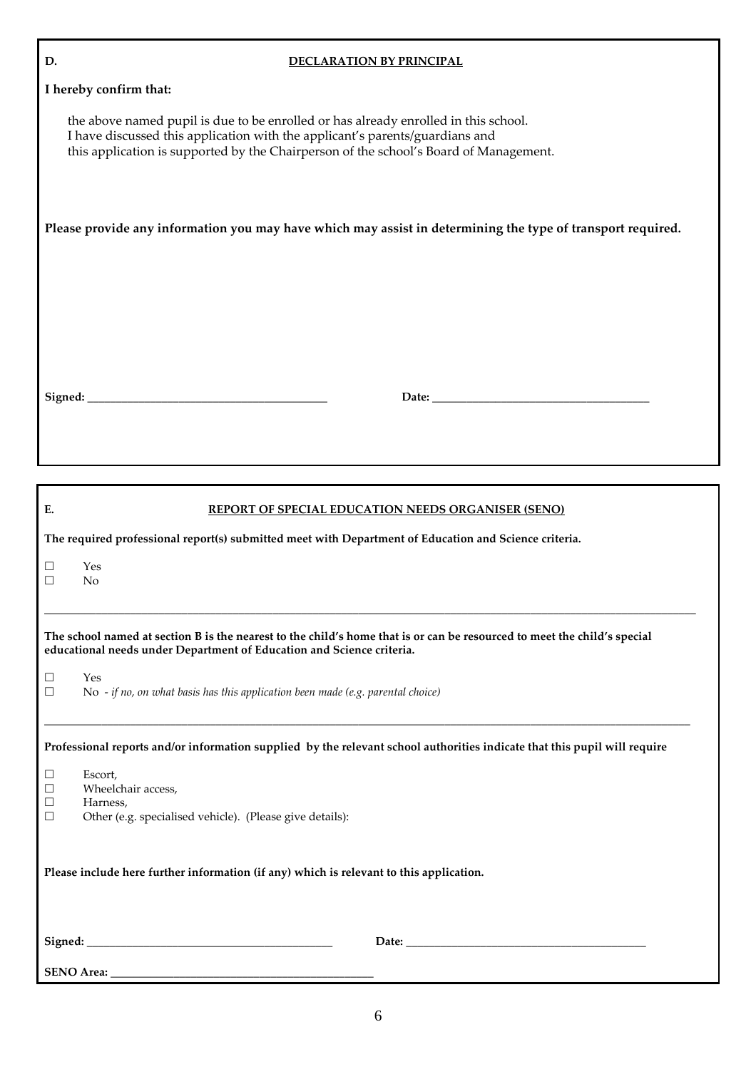**D.** **DECLARATION BY PRINCIPAL**

**I hereby confirm that:**

the above named pupil is due to be enrolled or has already enrolled in this school.
I have discussed this application with the applicant's parents/guardians and
this application is supported by the Chairperson of the school's Board of Management.

**Please provide any information you may have which may assist in determining the type of transport required.**

**Signed:** ________________________________________ **Date:** ____________________________________

---

**E.** **REPORT OF SPECIAL EDUCATION NEEDS ORGANISER (SENO)**

**The required professional report(s) submitted meet with Department of Education and Science criteria.**

☐ Yes
☐ No

---

**The school named at section B is the nearest to the child's home that is or can be resourced to meet the child's special educational needs under Department of Education and Science criteria.**

☐ Yes
☐ No - *if no, on what basis has this application been made (e.g. parental choice)*

---

**Professional reports and/or information supplied by the relevant school authorities indicate that this pupil will require**

☐ Escort,
☐ Wheelchair access,
☐ Harness,
☐ Other (e.g. specialised vehicle). (Please give details):

**Please include here further information (if any) which is relevant to this application.**

**Signed:** ________________________________________ **Date:** ________________________________________

**SENO Area:** ____________________________________________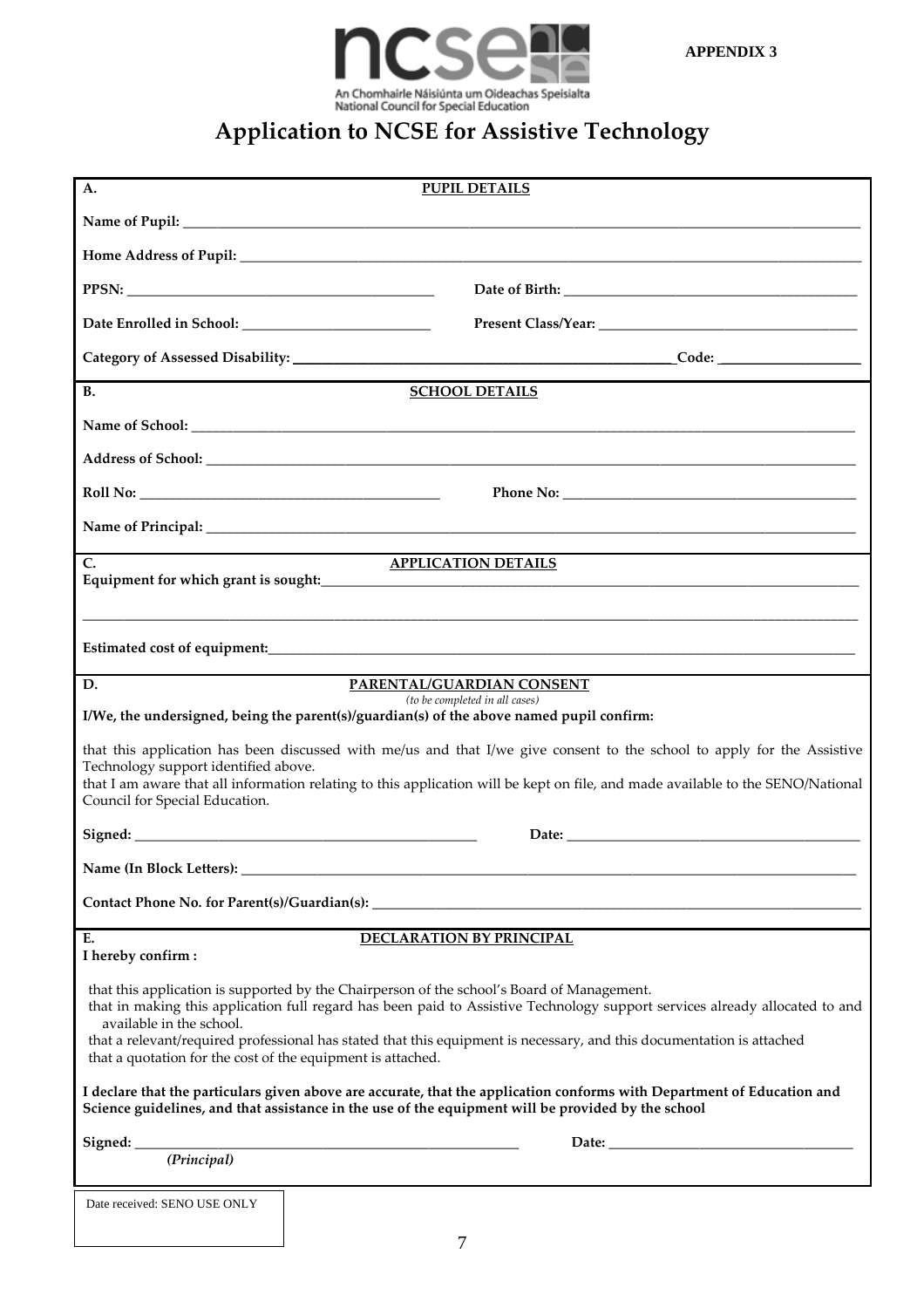APPENDIX 3

An Chomhairle Náisiúnta um Oideachas Speisialta
National Council for Special Education

# Application to NCSE for Assistive Technology

## A. PUPIL DETAILS

**Name of Pupil:** ____________________

**Home Address of Pupil:** ____________________

**PPSN:** ____________________ **Date of Birth:** ____________________

**Date Enrolled in School:** ____________________ **Present Class/Year:** ____________________

**Category of Assessed Disability:** ____________________ **Code:** ____________________

## B. SCHOOL DETAILS

**Name of School:** ____________________

**Address of School:** ____________________

**Roll No:** ____________________ **Phone No:** ____________________

**Name of Principal:** ____________________

## C. APPLICATION DETAILS

**Equipment for which grant is sought:** ____________________

____________________

**Estimated cost of equipment:** ____________________

## D. PARENTAL/GUARDIAN CONSENT

*(to be completed in all cases)*

**I/We, the undersigned, being the parent(s)/guardian(s) of the above named pupil confirm:**

that this application has been discussed with me/us and that I/we give consent to the school to apply for the Assistive Technology support identified above.
that I am aware that all information relating to this application will be kept on file, and made available to the SENO/National Council for Special Education.

**Signed:** ____________________ **Date:** ____________________

**Name (In Block Letters):** ____________________

**Contact Phone No. for Parent(s)/Guardian(s):** ____________________

## E. DECLARATION BY PRINCIPAL

**I hereby confirm :**

that this application is supported by the Chairperson of the school's Board of Management.
that in making this application full regard has been paid to Assistive Technology support services already allocated to and available in the school.
that a relevant/required professional has stated that this equipment is necessary, and this documentation is attached
that a quotation for the cost of the equipment is attached.

**I declare that the particulars given above are accurate, that the application conforms with Department of Education and Science guidelines, and that assistance in the use of the equipment will be provided by the school**

**Signed:** ____________________ **Date:** ____________________
***(Principal)***

Date received: SENO USE ONLY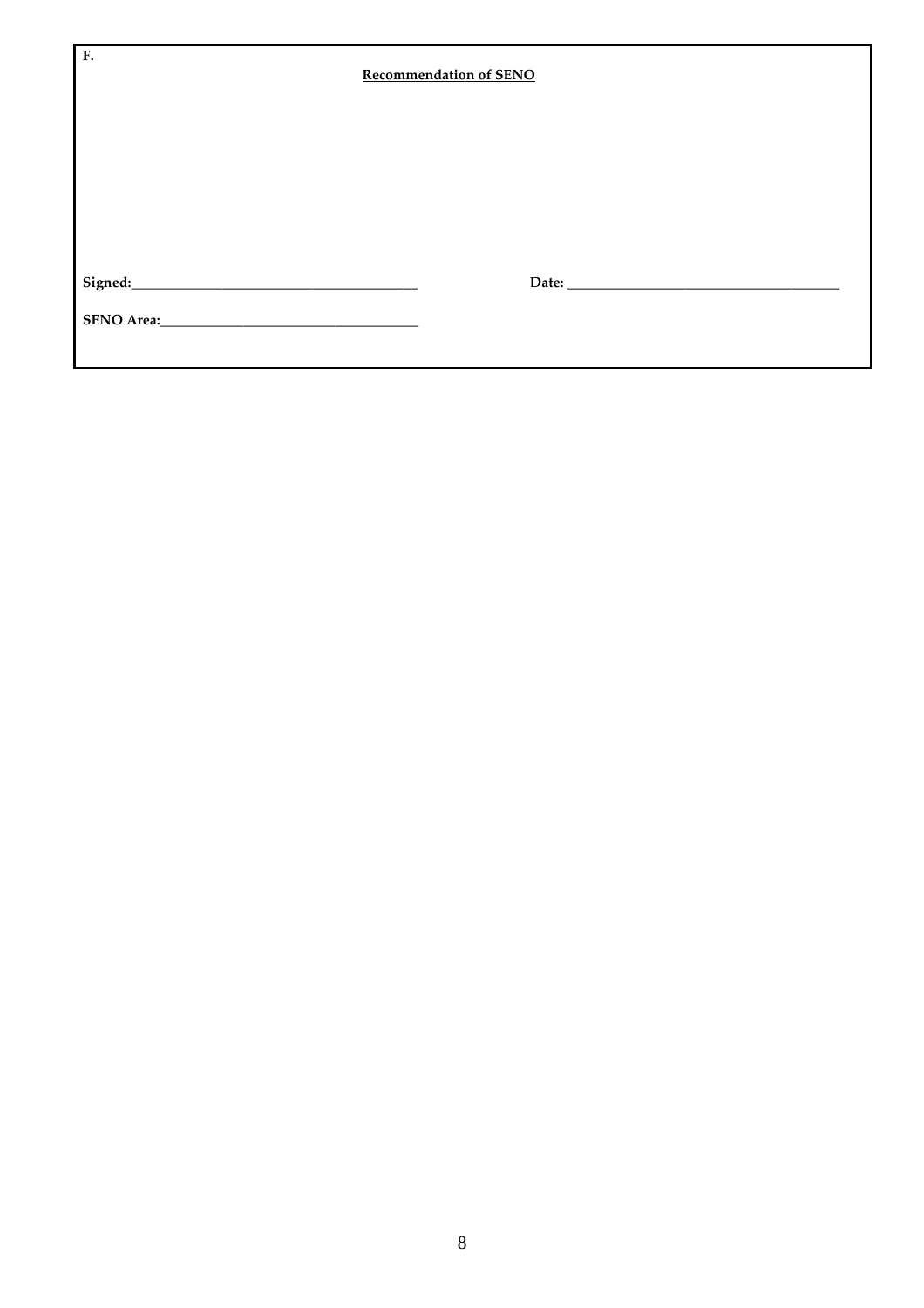**F.**

**Recommendation of SENO**

**Signed:**\_\_\_\_\_\_\_\_\_\_\_\_\_\_\_\_\_\_\_\_\_\_\_\_\_\_\_\_\_\_\_\_\_\_\_\_\_\_\_\_ **Date:** \_\_\_\_\_\_\_\_\_\_\_\_\_\_\_\_\_\_\_\_\_\_\_\_\_\_\_\_\_\_\_\_\_\_\_\_\_\_\_\_

**SENO Area:**\_\_\_\_\_\_\_\_\_\_\_\_\_\_\_\_\_\_\_\_\_\_\_\_\_\_\_\_\_\_\_\_\_\_\_\_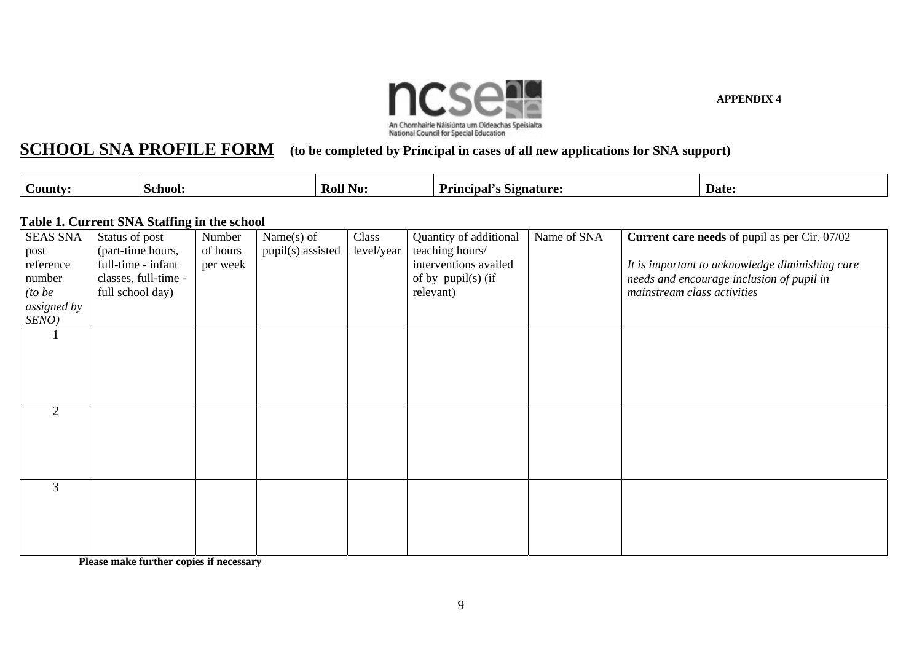**APPENDIX 4**

# SCHOOL SNA PROFILE FORM **(to be completed by Principal in cases of all new applications for SNA support)**

| **County:** | **School:** | **Roll No:** | **Principal's Signature:** | **Date:** |
|---|---|---|---|---|

**Table 1. Current SNA Staffing in the school**

| SEAS SNA post reference number *(to be assigned by SENO)* | Status of post (part-time hours, full-time - infant classes, full-time - full school day) | Number of hours per week | Name(s) of pupil(s) assisted | Class level/year | Quantity of additional teaching hours/ interventions availed of by pupil(s) (if relevant) | Name of SNA | **Current care needs** of pupil as per Cir. 07/02<br><br>*It is important to acknowledge diminishing care needs and encourage inclusion of pupil in mainstream class activities* |
|---|---|---|---|---|---|---|---|
| 1 | | | | | | | |
| 2 | | | | | | | |
| 3 | | | | | | | |

**Please make further copies if necessary**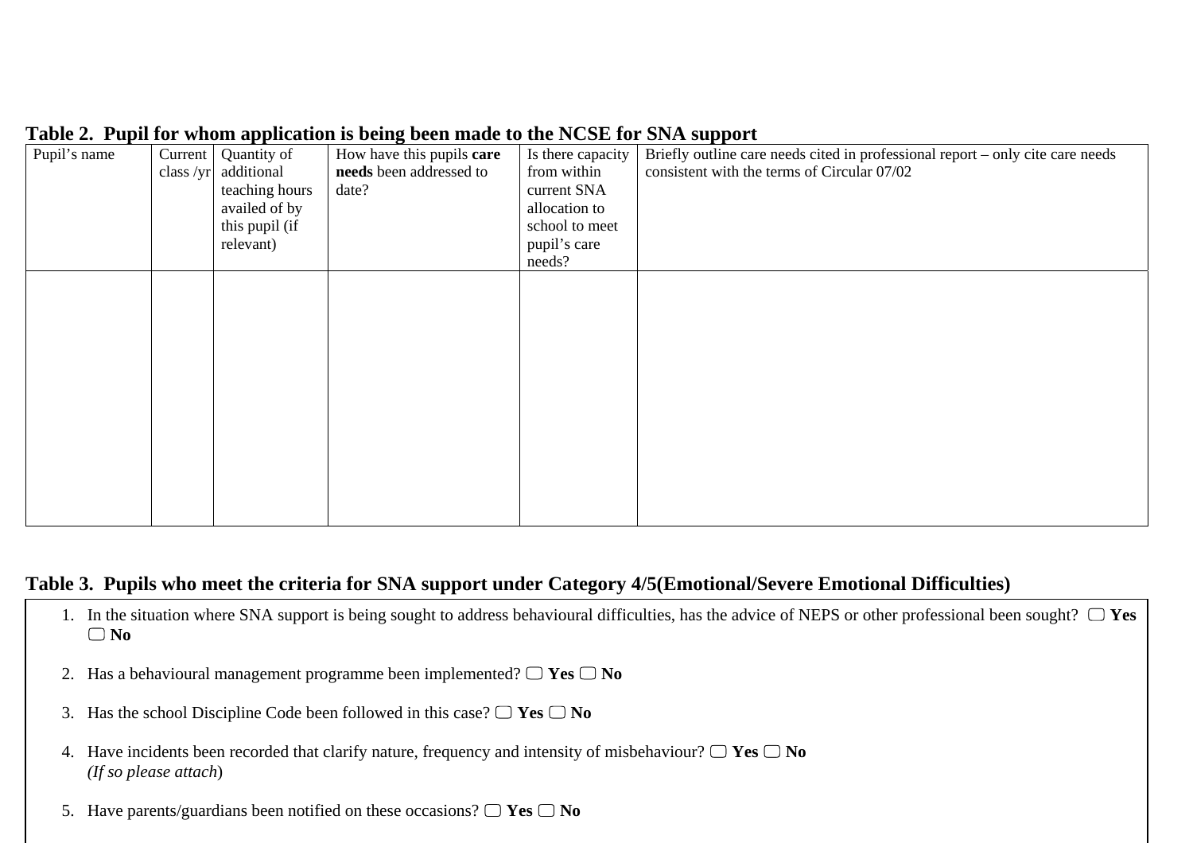**Table 2. Pupil for whom application is being been made to the NCSE for SNA support**

| Pupil's name | Current class /yr | Quantity of additional teaching hours availed of by this pupil (if relevant) | How have this pupils **care needs** been addressed to date? | Is there capacity from within current SNA allocation to school to meet pupil's care needs? | Briefly outline care needs cited in professional report – only cite care needs consistent with the terms of Circular 07/02 |
|---|---|---|---|---|---|
| | | | | | |

**Table 3. Pupils who meet the criteria for SNA support under Category 4/5(Emotional/Severe Emotional Difficulties)**

1. In the situation where SNA support is being sought to address behavioural difficulties, has the advice of NEPS or other professional been sought? ▢ **Yes** ▢ **No**

2. Has a behavioural management programme been implemented? ▢ **Yes** ▢ **No**

3. Has the school Discipline Code been followed in this case? ▢ **Yes** ▢ **No**

4. Have incidents been recorded that clarify nature, frequency and intensity of misbehaviour? ▢ **Yes** ▢ **No**
   *(If so please attach*)

5. Have parents/guardians been notified on these occasions? ▢ **Yes** ▢ **No**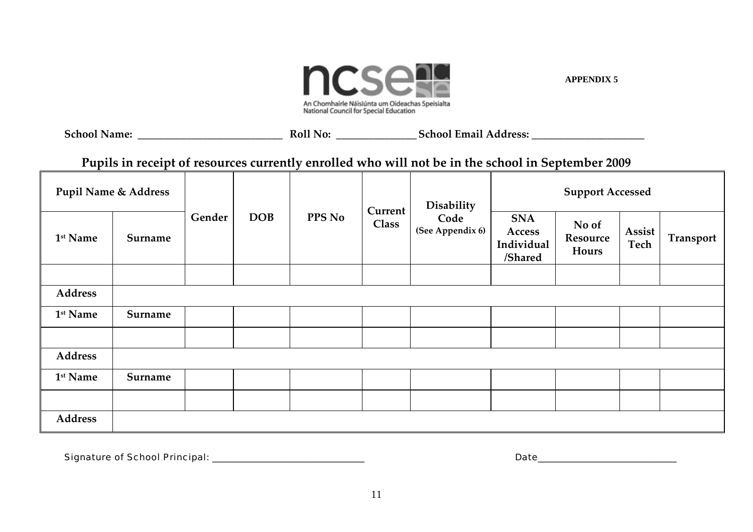An Chomhairle Náisiúnta um Oideachas Speisialta
National Council for Special Education

**APPENDIX 5**

**School Name:** ___________________________ **Roll No:** _______________ **School Email Address:** _____________________

## Pupils in receipt of resources currently enrolled who will not be in the school in September 2009

| Pupil Name & Address | | Gender | DOB | PPS No | Current Class | Disability Code (See Appendix 6) | Support Accessed | | | |
|---|---|---|---|---|---|---|---|---|---|---|
| 1st Name | Surname | | | | | | SNA Access Individual /Shared | No of Resource Hours | Assist Tech | Transport |
| | | | | | | | | | | |
| Address | | | | | | | | | | |
| 1st Name | Surname | | | | | | | | | |
| | | | | | | | | | | |
| Address | | | | | | | | | | |
| 1st Name | Surname | | | | | | | | | |
| | | | | | | | | | | |
| Address | | | | | | | | | | |

Signature of School Principal: ______________________________ Date___________________________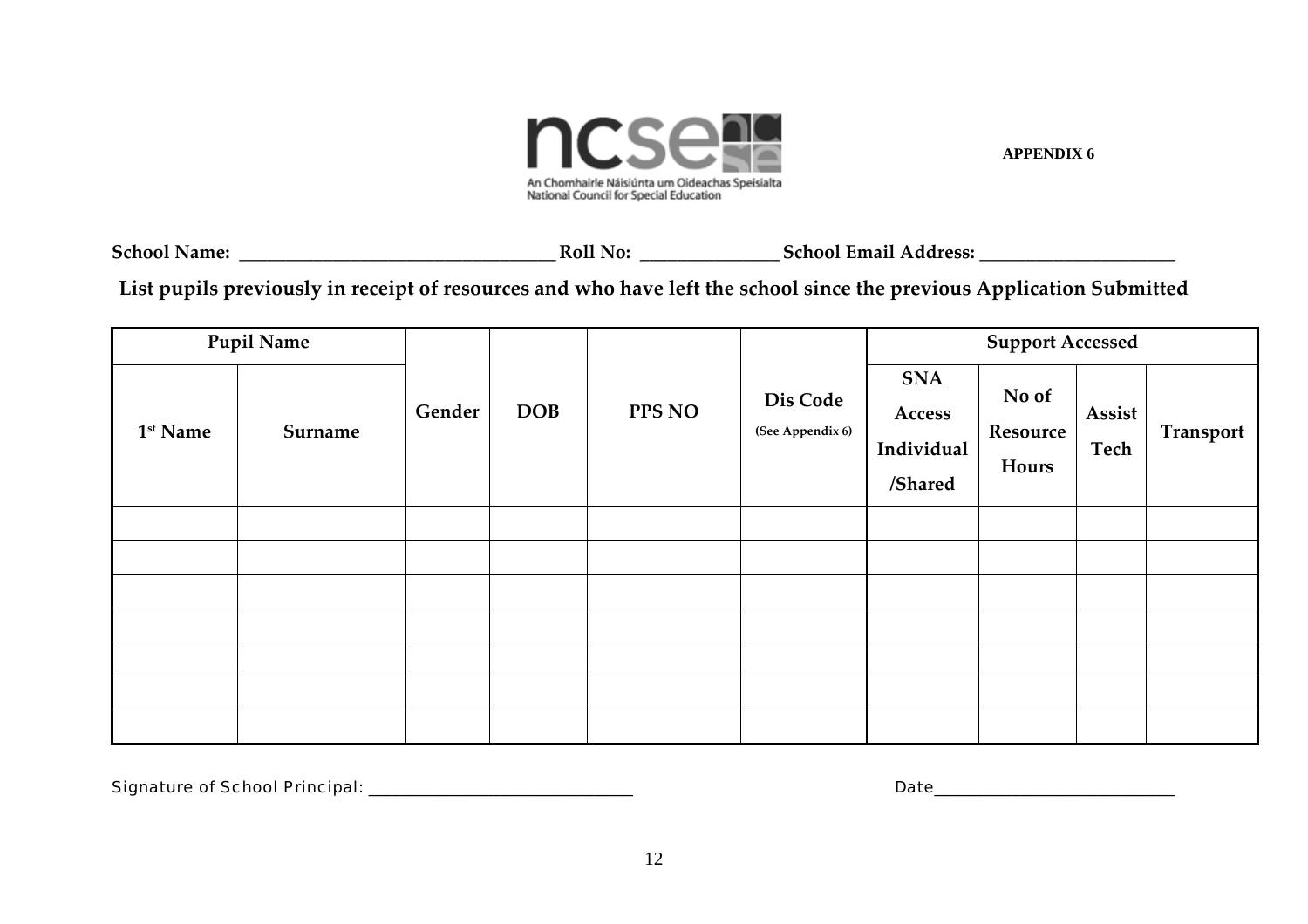ncse
An Chomhairle Náisiúnta um Oideachas Speisialta
National Council for Special Education

**APPENDIX 6**

**School Name:** ___________________________________ **Roll No:** _______________ **School Email Address:** _____________________

**List pupils previously in receipt of resources and who have left the school since the previous Application Submitted**

| Pupil Name | | Gender | DOB | PPS NO | Dis Code (See Appendix 6) | Support Accessed | | | |
|---|---|---|---|---|---|---|---|---|---|
| 1st Name | Surname | | | | | SNA Access Individual /Shared | No of Resource Hours | Assist Tech | Transport |
| | | | | | | | | | |
| | | | | | | | | | |
| | | | | | | | | | |
| | | | | | | | | | |
| | | | | | | | | | |
| | | | | | | | | | |
| | | | | | | | | | |

Signature of School Principal: ______________________________ Date___________________________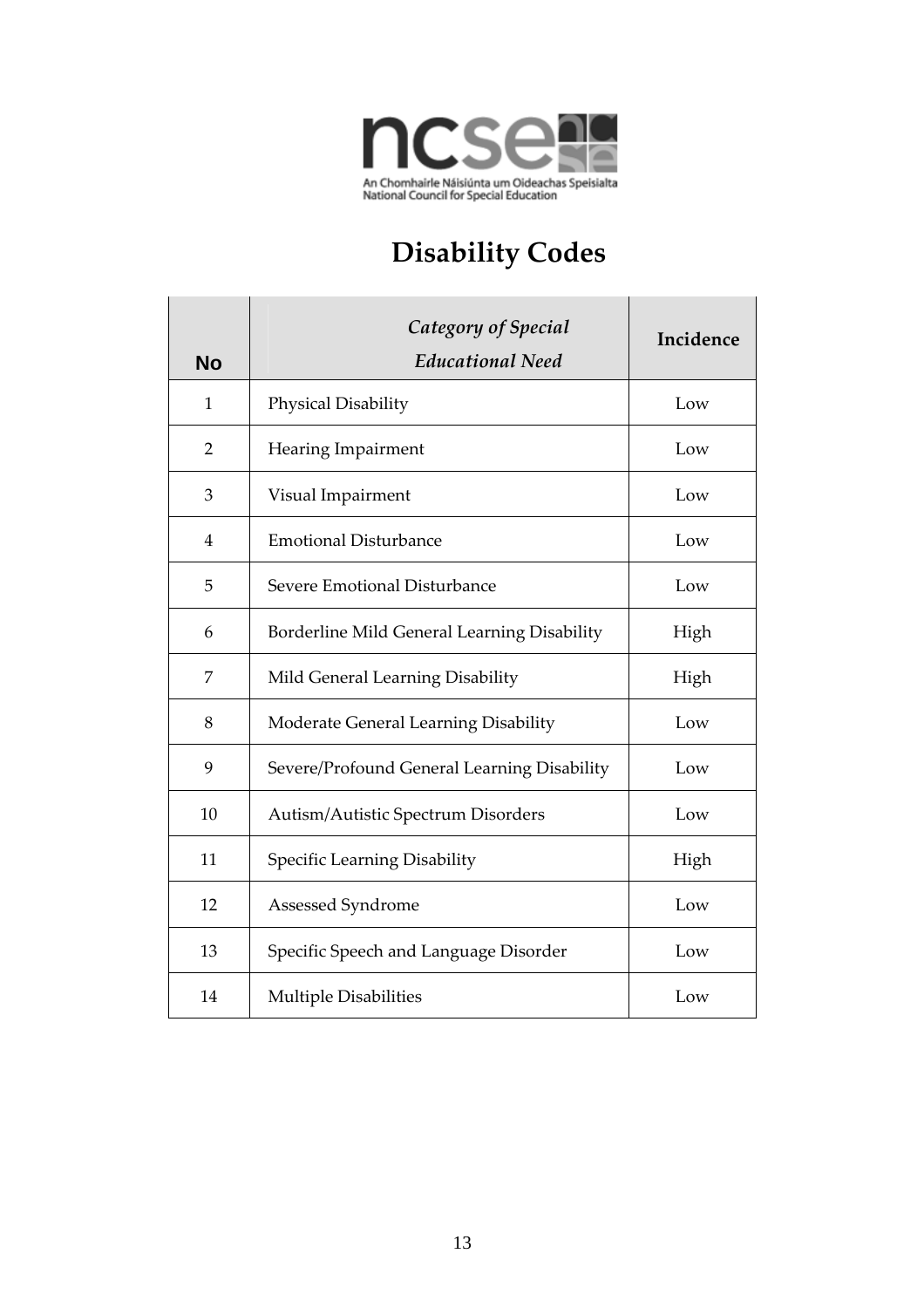ncse

An Chomhairle Náisiúnta um Oideachas Speisialta
National Council for Special Education

# Disability Codes

| No | *Category of Special Educational Need* | Incidence |
|---|---|---|
| 1 | Physical Disability | Low |
| 2 | Hearing Impairment | Low |
| 3 | Visual Impairment | Low |
| 4 | Emotional Disturbance | Low |
| 5 | Severe Emotional Disturbance | Low |
| 6 | Borderline Mild General Learning Disability | High |
| 7 | Mild General Learning Disability | High |
| 8 | Moderate General Learning Disability | Low |
| 9 | Severe/Profound General Learning Disability | Low |
| 10 | Autism/Autistic Spectrum Disorders | Low |
| 11 | Specific Learning Disability | High |
| 12 | Assessed Syndrome | Low |
| 13 | Specific Speech and Language Disorder | Low |
| 14 | Multiple Disabilities | Low |